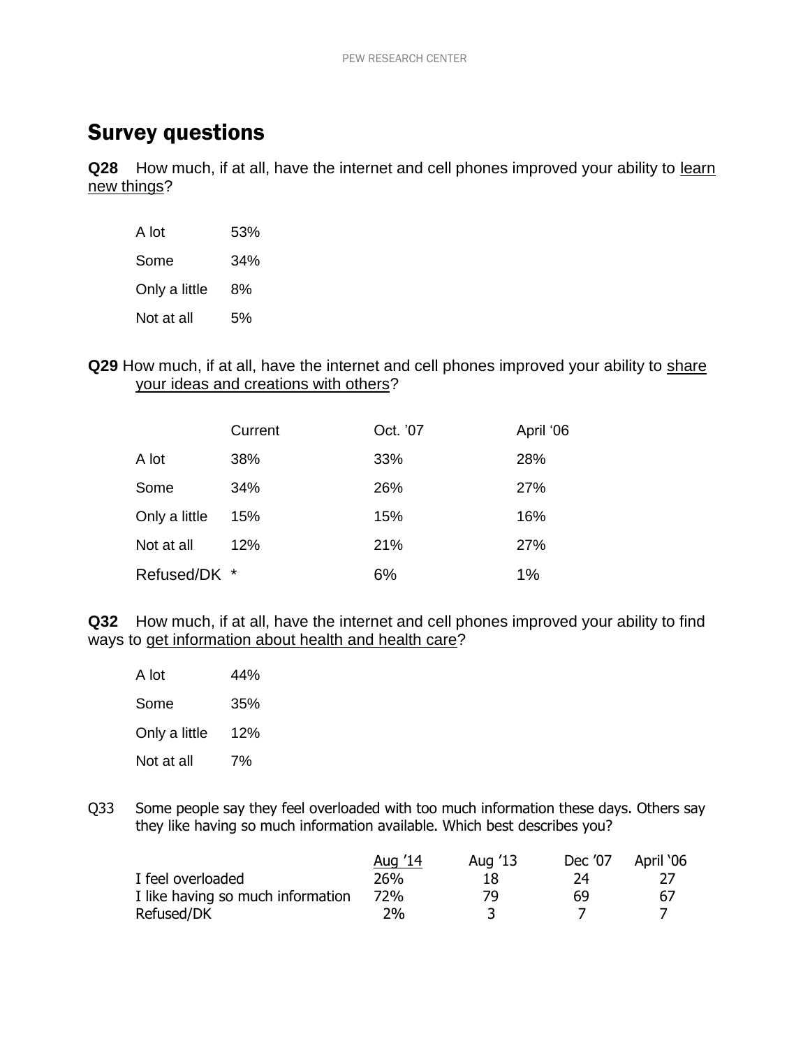# Survey questions

**Q28** How much, if at all, have the internet and cell phones improved your ability to learn new things?

| | |
|---|---|
| A lot | 53% |
| Some | 34% |
| Only a little | 8% |
| Not at all | 5% |

**Q29** How much, if at all, have the internet and cell phones improved your ability to share your ideas and creations with others?

| | Current | Oct. '07 | April '06 |
|---|---|---|---|
| A lot | 38% | 33% | 28% |
| Some | 34% | 26% | 27% |
| Only a little | 15% | 15% | 16% |
| Not at all | 12% | 21% | 27% |
| Refused/DK | * | 6% | 1% |

**Q32** How much, if at all, have the internet and cell phones improved your ability to find ways to get information about health and health care?

| | |
|---|---|
| A lot | 44% |
| Some | 35% |
| Only a little | 12% |
| Not at all | 7% |

Q33 Some people say they feel overloaded with too much information these days. Others say they like having so much information available. Which best describes you?

| | Aug '14 | Aug '13 | Dec '07 | April '06 |
|---|---|---|---|---|
| I feel overloaded | 26% | 18 | 24 | 27 |
| I like having so much information | 72% | 79 | 69 | 67 |
| Refused/DK | 2% | 3 | 7 | 7 |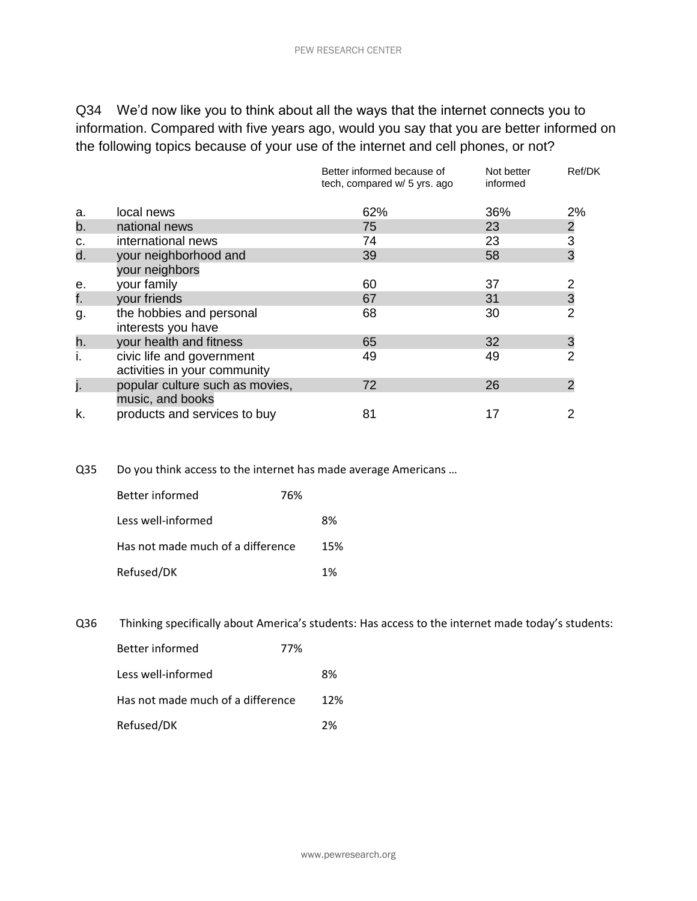Q34 We'd now like you to think about all the ways that the internet connects you to information. Compared with five years ago, would you say that you are better informed on the following topics because of your use of the internet and cell phones, or not?

| | | Better informed because of tech, compared w/ 5 yrs. ago | Not better informed | Ref/DK |
|---|---|---|---|---|
| a. | local news | 62% | 36% | 2% |
| b. | national news | 75 | 23 | 2 |
| c. | international news | 74 | 23 | 3 |
| d. | your neighborhood and your neighbors | 39 | 58 | 3 |
| e. | your family | 60 | 37 | 2 |
| f. | your friends | 67 | 31 | 3 |
| g. | the hobbies and personal interests you have | 68 | 30 | 2 |
| h. | your health and fitness | 65 | 32 | 3 |
| i. | civic life and government activities in your community | 49 | 49 | 2 |
| j. | popular culture such as movies, music, and books | 72 | 26 | 2 |
| k. | products and services to buy | 81 | 17 | 2 |

Q35 Do you think access to the internet has made average Americans …

| | |
|---|---|
| Better informed | 76% |
| Less well-informed | 8% |
| Has not made much of a difference | 15% |
| Refused/DK | 1% |

Q36 Thinking specifically about America's students: Has access to the internet made today's students:

| | |
|---|---|
| Better informed | 77% |
| Less well-informed | 8% |
| Has not made much of a difference | 12% |
| Refused/DK | 2% |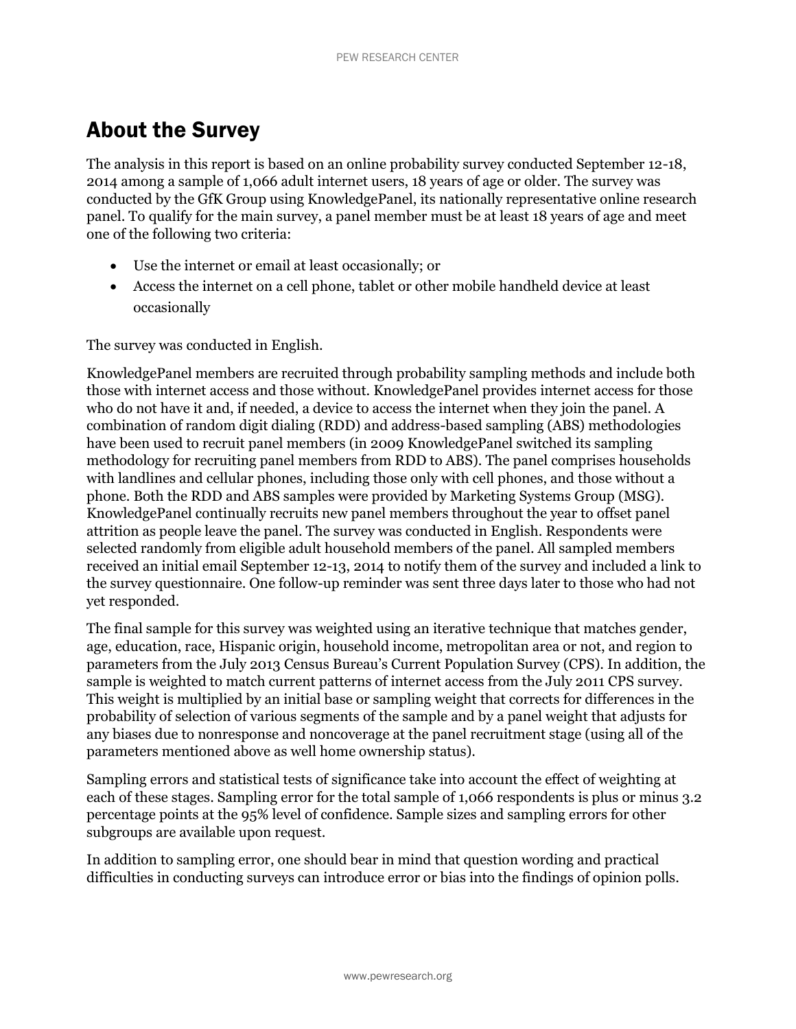## About the Survey

The analysis in this report is based on an online probability survey conducted September 12-18, 2014 among a sample of 1,066 adult internet users, 18 years of age or older. The survey was conducted by the GfK Group using KnowledgePanel, its nationally representative online research panel. To qualify for the main survey, a panel member must be at least 18 years of age and meet one of the following two criteria:

- Use the internet or email at least occasionally; or
- Access the internet on a cell phone, tablet or other mobile handheld device at least occasionally

The survey was conducted in English.

KnowledgePanel members are recruited through probability sampling methods and include both those with internet access and those without. KnowledgePanel provides internet access for those who do not have it and, if needed, a device to access the internet when they join the panel. A combination of random digit dialing (RDD) and address-based sampling (ABS) methodologies have been used to recruit panel members (in 2009 KnowledgePanel switched its sampling methodology for recruiting panel members from RDD to ABS). The panel comprises households with landlines and cellular phones, including those only with cell phones, and those without a phone. Both the RDD and ABS samples were provided by Marketing Systems Group (MSG). KnowledgePanel continually recruits new panel members throughout the year to offset panel attrition as people leave the panel. The survey was conducted in English. Respondents were selected randomly from eligible adult household members of the panel. All sampled members received an initial email September 12-13, 2014 to notify them of the survey and included a link to the survey questionnaire. One follow-up reminder was sent three days later to those who had not yet responded.

The final sample for this survey was weighted using an iterative technique that matches gender, age, education, race, Hispanic origin, household income, metropolitan area or not, and region to parameters from the July 2013 Census Bureau's Current Population Survey (CPS). In addition, the sample is weighted to match current patterns of internet access from the July 2011 CPS survey. This weight is multiplied by an initial base or sampling weight that corrects for differences in the probability of selection of various segments of the sample and by a panel weight that adjusts for any biases due to nonresponse and noncoverage at the panel recruitment stage (using all of the parameters mentioned above as well home ownership status).

Sampling errors and statistical tests of significance take into account the effect of weighting at each of these stages. Sampling error for the total sample of 1,066 respondents is plus or minus 3.2 percentage points at the 95% level of confidence. Sample sizes and sampling errors for other subgroups are available upon request.

In addition to sampling error, one should bear in mind that question wording and practical difficulties in conducting surveys can introduce error or bias into the findings of opinion polls.